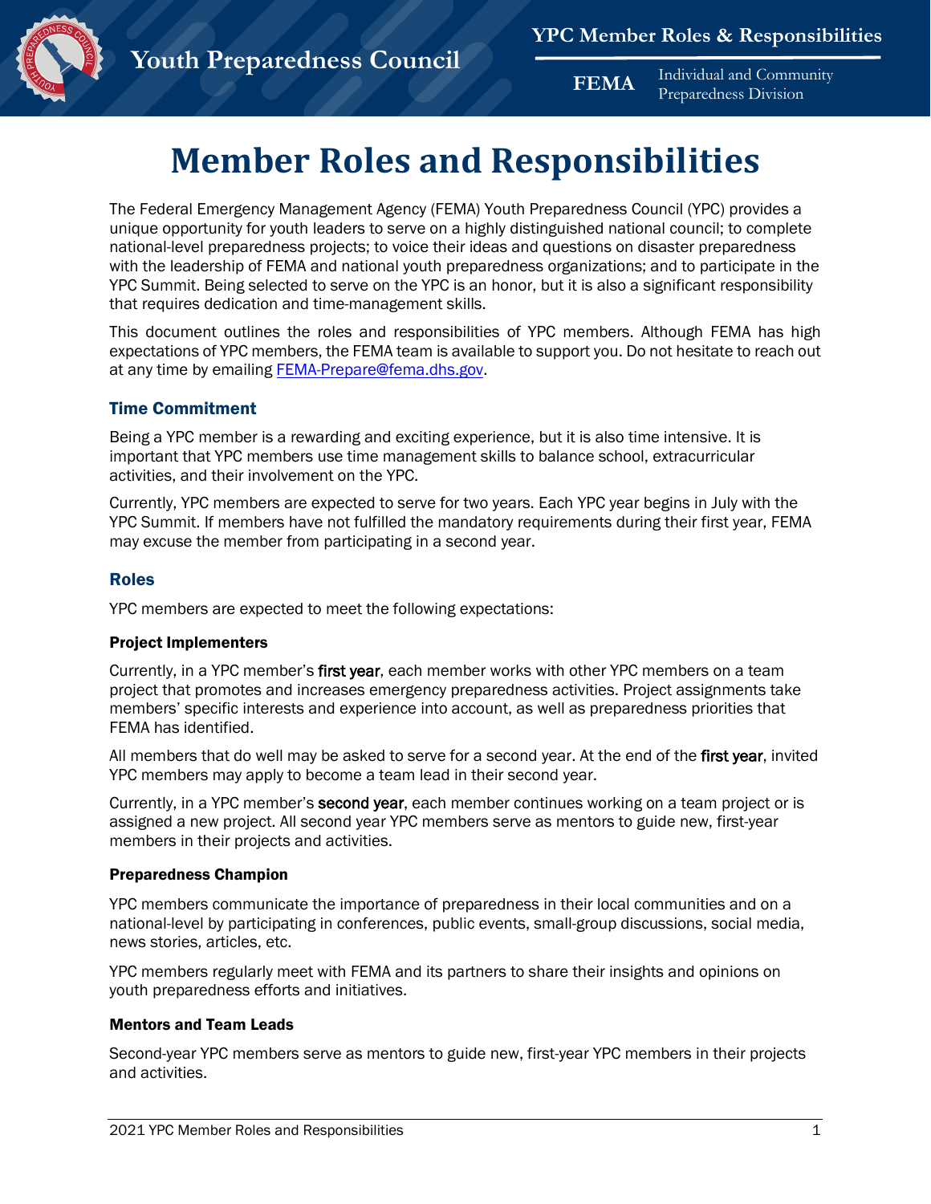# Member Roles and Responsibilities

The Federal Emergency Management Agency (FEMA) Youth Preparedness Council (YPC) provides a unique opportunity for youth leaders to serve on a highly distinguished national council; to complete national-level preparedness projects; to voice their ideas and questions on disaster preparedness with the leadership of FEMA and national youth preparedness organizations; and to participate in the YPC Summit. Being selected to serve on the YPC is an honor, but it is also a significant responsibility that requires dedication and time-management skills.

This document outlines the roles and responsibilities of YPC members. Although FEMA has high expectations of YPC members, the FEMA team is available to support you. Do not hesitate to reach out at any time by emailing [FEMA-Prepare@fema.dhs.gov](mailto:FEMA-Prepare@fema.dhs.gov).

## Time Commitment

Being a YPC member is a rewarding and exciting experience, but it is also time intensive. It is important that YPC members use time management skills to balance school, extracurricular activities, and their involvement on the YPC.

Currently, YPC members are expected to serve for two years. Each YPC year begins in July with the YPC Summit. If members have not fulfilled the mandatory requirements during their first year, FEMA may excuse the member from participating in a second year.

## Roles

YPC members are expected to meet the following expectations:

### Project Implementers

Currently, in a YPC member's **first year**, each member works with other YPC members on a team project that promotes and increases emergency preparedness activities. Project assignments take members' specific interests and experience into account, as well as preparedness priorities that FEMA has identified.

All members that do well may be asked to serve for a second year. At the end of the **first year**, invited YPC members may apply to become a team lead in their second year.

Currently, in a YPC member's **second year**, each member continues working on a team project or is assigned a new project. All second year YPC members serve as mentors to guide new, first-year members in their projects and activities.

### Preparedness Champion

YPC members communicate the importance of preparedness in their local communities and on a national-level by participating in conferences, public events, small-group discussions, social media, news stories, articles, etc.

YPC members regularly meet with FEMA and its partners to share their insights and opinions on youth preparedness efforts and initiatives.

### Mentors and Team Leads

Second-year YPC members serve as mentors to guide new, first-year YPC members in their projects and activities.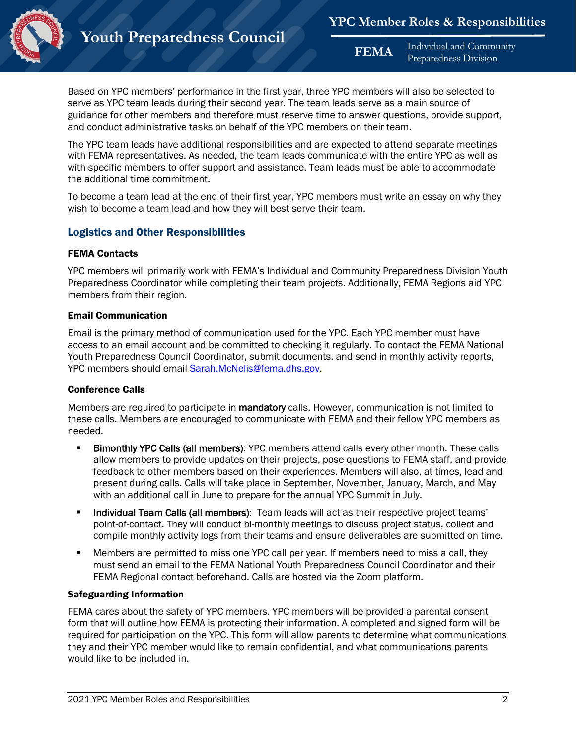Based on YPC members' performance in the first year, three YPC members will also be selected to serve as YPC team leads during their second year. The team leads serve as a main source of guidance for other members and therefore must reserve time to answer questions, provide support, and conduct administrative tasks on behalf of the YPC members on their team.

The YPC team leads have additional responsibilities and are expected to attend separate meetings with FEMA representatives. As needed, the team leads communicate with the entire YPC as well as with specific members to offer support and assistance. Team leads must be able to accommodate the additional time commitment.

To become a team lead at the end of their first year, YPC members must write an essay on why they wish to become a team lead and how they will best serve their team.

## Logistics and Other Responsibilities

### FEMA Contacts

YPC members will primarily work with FEMA's Individual and Community Preparedness Division Youth Preparedness Coordinator while completing their team projects. Additionally, FEMA Regions aid YPC members from their region.

### Email Communication

Email is the primary method of communication used for the YPC. Each YPC member must have access to an email account and be committed to checking it regularly. To contact the FEMA National Youth Preparedness Council Coordinator, submit documents, and send in monthly activity reports, YPC members should email Sarah.McNelis@fema.dhs.gov.

### Conference Calls

Members are required to participate in **mandatory** calls. However, communication is not limited to these calls. Members are encouraged to communicate with FEMA and their fellow YPC members as needed.

- **Bimonthly YPC Calls (all members)**: YPC members attend calls every other month. These calls allow members to provide updates on their projects, pose questions to FEMA staff, and provide feedback to other members based on their experiences. Members will also, at times, lead and present during calls. Calls will take place in September, November, January, March, and May with an additional call in June to prepare for the annual YPC Summit in July.
- **Individual Team Calls (all members):** Team leads will act as their respective project teams' point-of-contact. They will conduct bi-monthly meetings to discuss project status, collect and compile monthly activity logs from their teams and ensure deliverables are submitted on time.
- Members are permitted to miss one YPC call per year. If members need to miss a call, they must send an email to the FEMA National Youth Preparedness Council Coordinator and their FEMA Regional contact beforehand. Calls are hosted via the Zoom platform.

### Safeguarding Information

FEMA cares about the safety of YPC members. YPC members will be provided a parental consent form that will outline how FEMA is protecting their information. A completed and signed form will be required for participation on the YPC. This form will allow parents to determine what communications they and their YPC member would like to remain confidential, and what communications parents would like to be included in.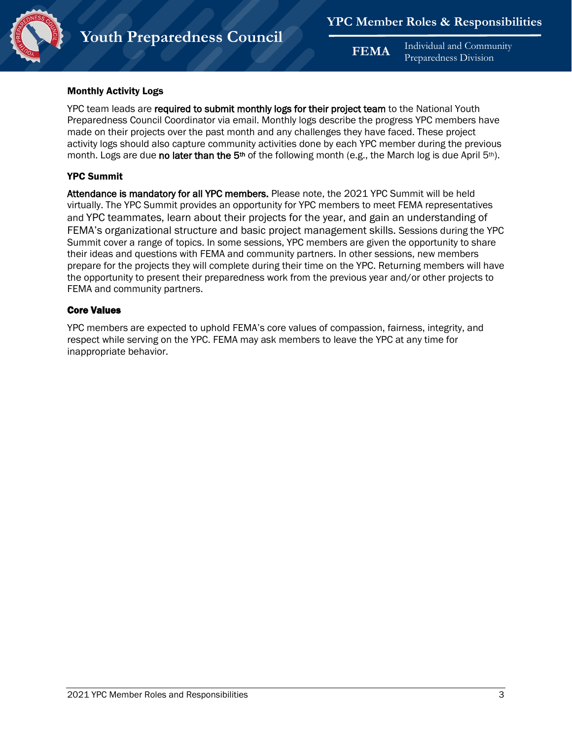### Monthly Activity Logs

YPC team leads are **required to submit monthly logs for their project team** to the National Youth Preparedness Council Coordinator via email. Monthly logs describe the progress YPC members have made on their projects over the past month and any challenges they have faced. These project activity logs should also capture community activities done by each YPC member during the previous month. Logs are due **no later than the 5th** of the following month (e.g., the March log is due April 5th).

### YPC Summit

**Attendance is mandatory for all YPC members.** Please note, the 2021 YPC Summit will be held virtually. The YPC Summit provides an opportunity for YPC members to meet FEMA representatives and YPC teammates, learn about their projects for the year, and gain an understanding of FEMA's organizational structure and basic project management skills. Sessions during the YPC Summit cover a range of topics. In some sessions, YPC members are given the opportunity to share their ideas and questions with FEMA and community partners. In other sessions, new members prepare for the projects they will complete during their time on the YPC. Returning members will have the opportunity to present their preparedness work from the previous year and/or other projects to FEMA and community partners.

### Core Values

YPC members are expected to uphold FEMA's core values of compassion, fairness, integrity, and respect while serving on the YPC. FEMA may ask members to leave the YPC at any time for inappropriate behavior.